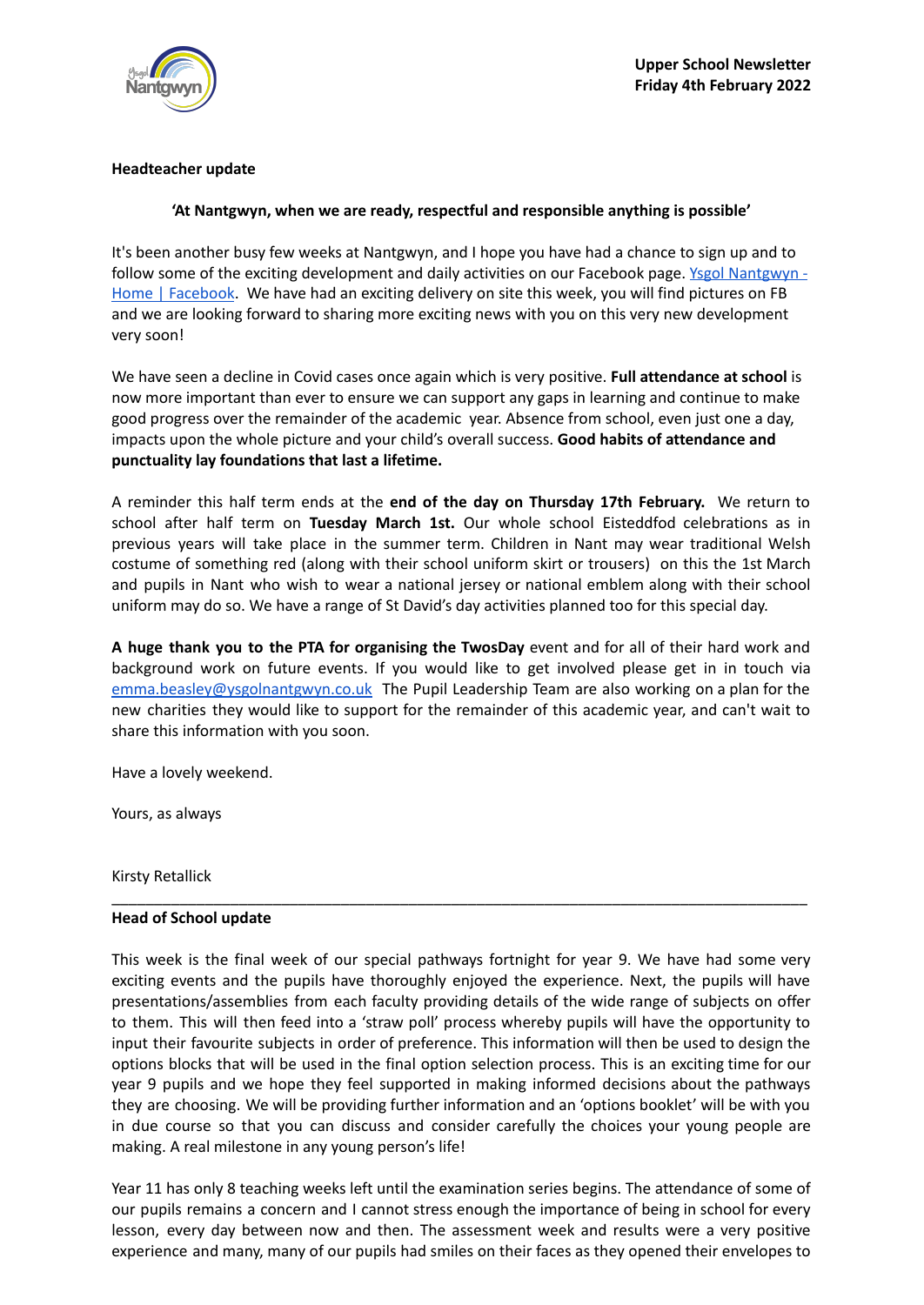**Upper School Newsletter**
**Friday 4th February 2022**

**Headteacher update**

**'At Nantgwyn, when we are ready, respectful and responsible anything is possible'**

It's been another busy few weeks at Nantgwyn, and I hope you have had a chance to sign up and to follow some of the exciting development and daily activities on our Facebook page. [Ysgol Nantgwyn - Home | Facebook](). We have had an exciting delivery on site this week, you will find pictures on FB and we are looking forward to sharing more exciting news with you on this very new development very soon!

We have seen a decline in Covid cases once again which is very positive. **Full attendance at school** is now more important than ever to ensure we can support any gaps in learning and continue to make good progress over the remainder of the academic year. Absence from school, even just one a day, impacts upon the whole picture and your child's overall success. **Good habits of attendance and punctuality lay foundations that last a lifetime.**

A reminder this half term ends at the **end of the day on Thursday 17th February.** We return to school after half term on **Tuesday March 1st.** Our whole school Eisteddfod celebrations as in previous years will take place in the summer term. Children in Nant may wear traditional Welsh costume of something red (along with their school uniform skirt or trousers) on this the 1st March and pupils in Nant who wish to wear a national jersey or national emblem along with their school uniform may do so. We have a range of St David's day activities planned too for this special day.

**A huge thank you to the PTA for organising the TwosDay** event and for all of their hard work and background work on future events. If you would like to get involved please get in in touch via emma.beasley@ysgolnantgwyn.co.uk The Pupil Leadership Team are also working on a plan for the new charities they would like to support for the remainder of this academic year, and can't wait to share this information with you soon.

Have a lovely weekend.

Yours, as always

Kirsty Retallick

---

**Head of School update**

This week is the final week of our special pathways fortnight for year 9. We have had some very exciting events and the pupils have thoroughly enjoyed the experience. Next, the pupils will have presentations/assemblies from each faculty providing details of the wide range of subjects on offer to them. This will then feed into a 'straw poll' process whereby pupils will have the opportunity to input their favourite subjects in order of preference. This information will then be used to design the options blocks that will be used in the final option selection process. This is an exciting time for our year 9 pupils and we hope they feel supported in making informed decisions about the pathways they are choosing. We will be providing further information and an 'options booklet' will be with you in due course so that you can discuss and consider carefully the choices your young people are making. A real milestone in any young person's life!

Year 11 has only 8 teaching weeks left until the examination series begins. The attendance of some of our pupils remains a concern and I cannot stress enough the importance of being in school for every lesson, every day between now and then. The assessment week and results were a very positive experience and many, many of our pupils had smiles on their faces as they opened their envelopes to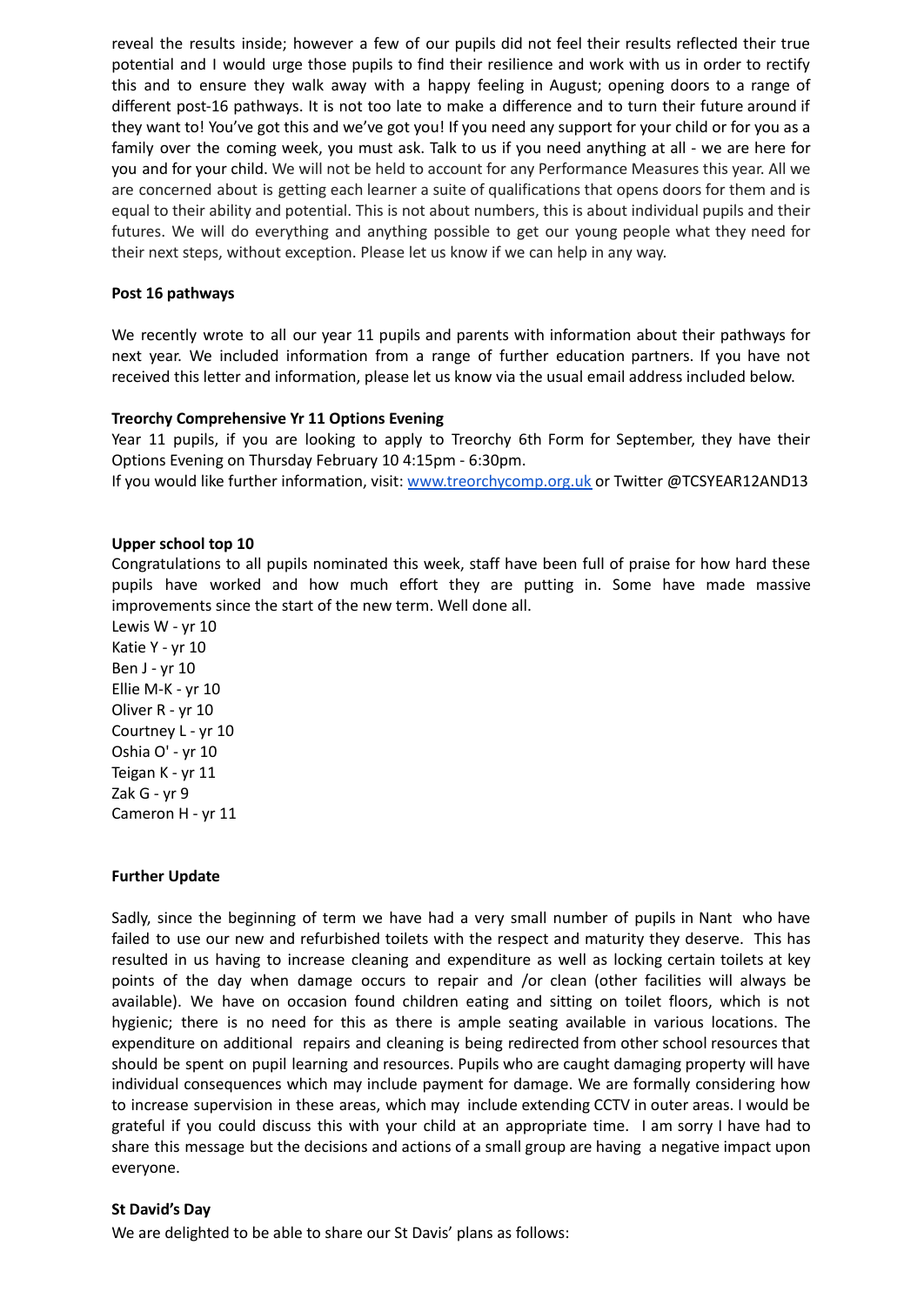reveal the results inside; however a few of our pupils did not feel their results reflected their true potential and I would urge those pupils to find their resilience and work with us in order to rectify this and to ensure they walk away with a happy feeling in August; opening doors to a range of different post-16 pathways. It is not too late to make a difference and to turn their future around if they want to! You've got this and we've got you! If you need any support for your child or for you as a family over the coming week, you must ask. Talk to us if you need anything at all - we are here for you and for your child. We will not be held to account for any Performance Measures this year. All we are concerned about is getting each learner a suite of qualifications that opens doors for them and is equal to their ability and potential. This is not about numbers, this is about individual pupils and their futures. We will do everything and anything possible to get our young people what they need for their next steps, without exception. Please let us know if we can help in any way.

**Post 16 pathways**

We recently wrote to all our year 11 pupils and parents with information about their pathways for next year. We included information from a range of further education partners. If you have not received this letter and information, please let us know via the usual email address included below.

**Treorchy Comprehensive Yr 11 Options Evening**

Year 11 pupils, if you are looking to apply to Treorchy 6th Form for September, they have their Options Evening on Thursday February 10 4:15pm - 6:30pm.
If you would like further information, visit: [www.treorchycomp.org.uk](http://www.treorchycomp.org.uk) or Twitter @TCSYEAR12AND13

**Upper school top 10**

Congratulations to all pupils nominated this week, staff have been full of praise for how hard these pupils have worked and how much effort they are putting in. Some have made massive improvements since the start of the new term. Well done all.

Lewis W - yr 10
Katie Y - yr 10
Ben J - yr 10
Ellie M-K - yr 10
Oliver R - yr 10
Courtney L - yr 10
Oshia O' - yr 10
Teigan K - yr 11
Zak G - yr 9
Cameron H - yr 11

**Further Update**

Sadly, since the beginning of term we have had a very small number of pupils in Nant who have failed to use our new and refurbished toilets with the respect and maturity they deserve. This has resulted in us having to increase cleaning and expenditure as well as locking certain toilets at key points of the day when damage occurs to repair and /or clean (other facilities will always be available). We have on occasion found children eating and sitting on toilet floors, which is not hygienic; there is no need for this as there is ample seating available in various locations. The expenditure on additional repairs and cleaning is being redirected from other school resources that should be spent on pupil learning and resources. Pupils who are caught damaging property will have individual consequences which may include payment for damage. We are formally considering how to increase supervision in these areas, which may include extending CCTV in outer areas. I would be grateful if you could discuss this with your child at an appropriate time. I am sorry I have had to share this message but the decisions and actions of a small group are having a negative impact upon everyone.

**St David's Day**

We are delighted to be able to share our St Davis' plans as follows: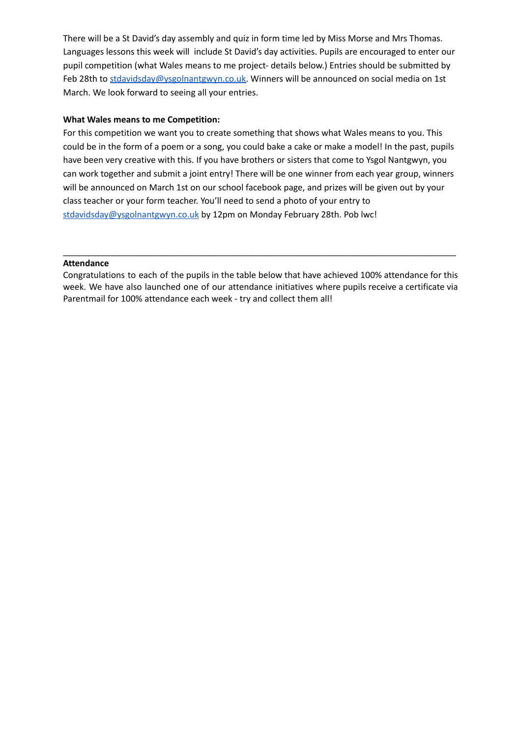There will be a St David's day assembly and quiz in form time led by Miss Morse and Mrs Thomas. Languages lessons this week will include St David's day activities. Pupils are encouraged to enter our pupil competition (what Wales means to me project- details below.) Entries should be submitted by Feb 28th to [stdavidsday@ysgolnantgwyn.co.uk](mailto:stdavidsday@ysgolnantgwyn.co.uk). Winners will be announced on social media on 1st March. We look forward to seeing all your entries.

**What Wales means to me Competition:**

For this competition we want you to create something that shows what Wales means to you. This could be in the form of a poem or a song, you could bake a cake or make a model! In the past, pupils have been very creative with this. If you have brothers or sisters that come to Ysgol Nantgwyn, you can work together and submit a joint entry! There will be one winner from each year group, winners will be announced on March 1st on our school facebook page, and prizes will be given out by your class teacher or your form teacher. You'll need to send a photo of your entry to [stdavidsday@ysgolnantgwyn.co.uk](mailto:stdavidsday@ysgolnantgwyn.co.uk) by 12pm on Monday February 28th. Pob lwc!

---

**Attendance**

Congratulations to each of the pupils in the table below that have achieved 100% attendance for this week. We have also launched one of our attendance initiatives where pupils receive a certificate via Parentmail for 100% attendance each week - try and collect them all!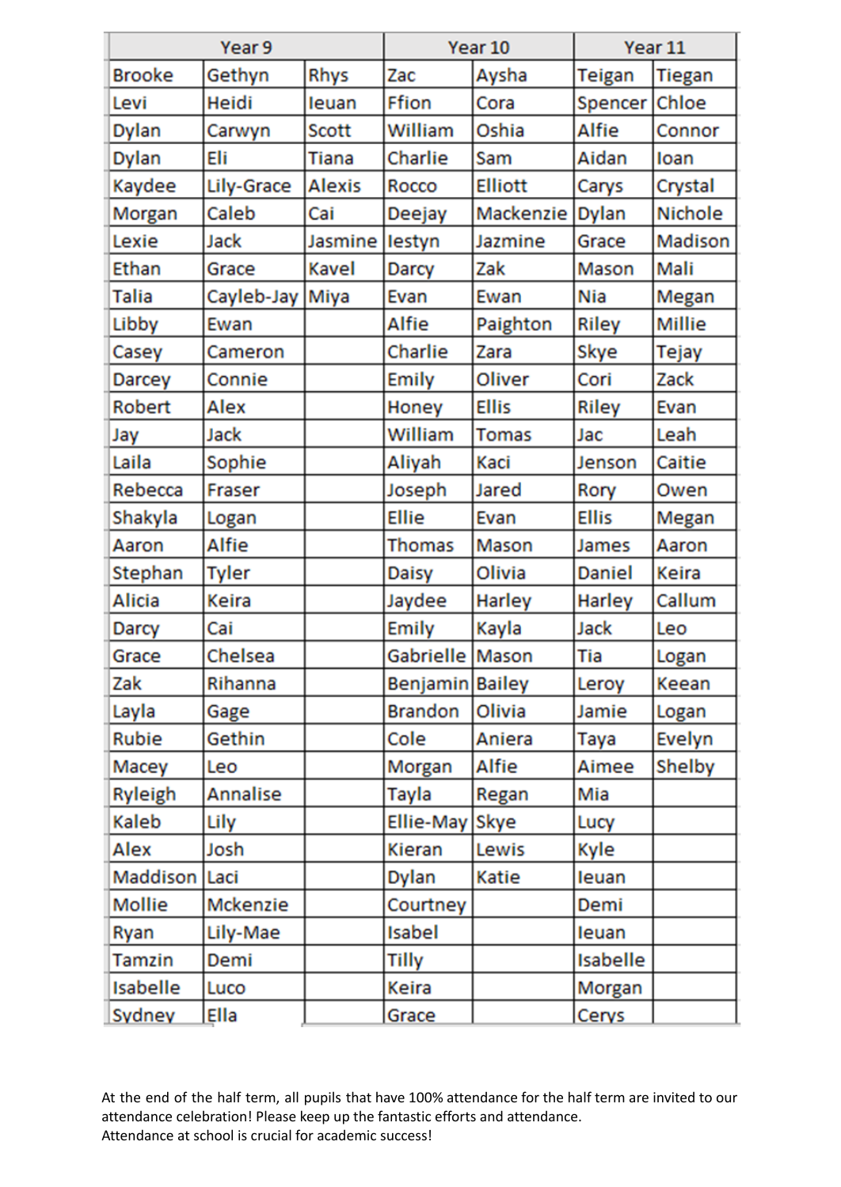| Year 9 | | | Year 10 | | Year 11 | |
|---|---|---|---|---|---|---|
| Brooke | Gethyn | Rhys | Zac | Aysha | Teigan | Tiegan |
| Levi | Heidi | Ieuan | Ffion | Cora | Spencer | Chloe |
| Dylan | Carwyn | Scott | William | Oshia | Alfie | Connor |
| Dylan | Eli | Tiana | Charlie | Sam | Aidan | Ioan |
| Kaydee | Lily-Grace | Alexis | Rocco | Elliott | Carys | Crystal |
| Morgan | Caleb | Cai | Deejay | Mackenzie | Dylan | Nichole |
| Lexie | Jack | Jasmine | Iestyn | Jazmine | Grace | Madison |
| Ethan | Grace | Kavel | Darcy | Zak | Mason | Mali |
| Talia | Cayleb-Jay | Miya | Evan | Ewan | Nia | Megan |
| Libby | Ewan | | Alfie | Paighton | Riley | Millie |
| Casey | Cameron | | Charlie | Zara | Skye | Tejay |
| Darcey | Connie | | Emily | Oliver | Cori | Zack |
| Robert | Alex | | Honey | Ellis | Riley | Evan |
| Jay | Jack | | William | Tomas | Jac | Leah |
| Laila | Sophie | | Aliyah | Kaci | Jenson | Caitie |
| Rebecca | Fraser | | Joseph | Jared | Rory | Owen |
| Shakyla | Logan | | Ellie | Evan | Ellis | Megan |
| Aaron | Alfie | | Thomas | Mason | James | Aaron |
| Stephan | Tyler | | Daisy | Olivia | Daniel | Keira |
| Alicia | Keira | | Jaydee | Harley | Harley | Callum |
| Darcy | Cai | | Emily | Kayla | Jack | Leo |
| Grace | Chelsea | | Gabrielle | Mason | Tia | Logan |
| Zak | Rihanna | | Benjamin | Bailey | Leroy | Keean |
| Layla | Gage | | Brandon | Olivia | Jamie | Logan |
| Rubie | Gethin | | Cole | Aniera | Taya | Evelyn |
| Macey | Leo | | Morgan | Alfie | Aimee | Shelby |
| Ryleigh | Annalise | | Tayla | Regan | Mia | |
| Kaleb | Lily | | Ellie-May | Skye | Lucy | |
| Alex | Josh | | Kieran | Lewis | Kyle | |
| Maddison | Laci | | Dylan | Katie | Ieuan | |
| Mollie | Mckenzie | | Courtney | | Demi | |
| Ryan | Lily-Mae | | Isabel | | Ieuan | |
| Tamzin | Demi | | Tilly | | Isabelle | |
| Isabelle | Luco | | Keira | | Morgan | |
| Sydney | Ella | | Grace | | Cerys | |

At the end of the half term, all pupils that have 100% attendance for the half term are invited to our attendance celebration! Please keep up the fantastic efforts and attendance.
Attendance at school is crucial for academic success!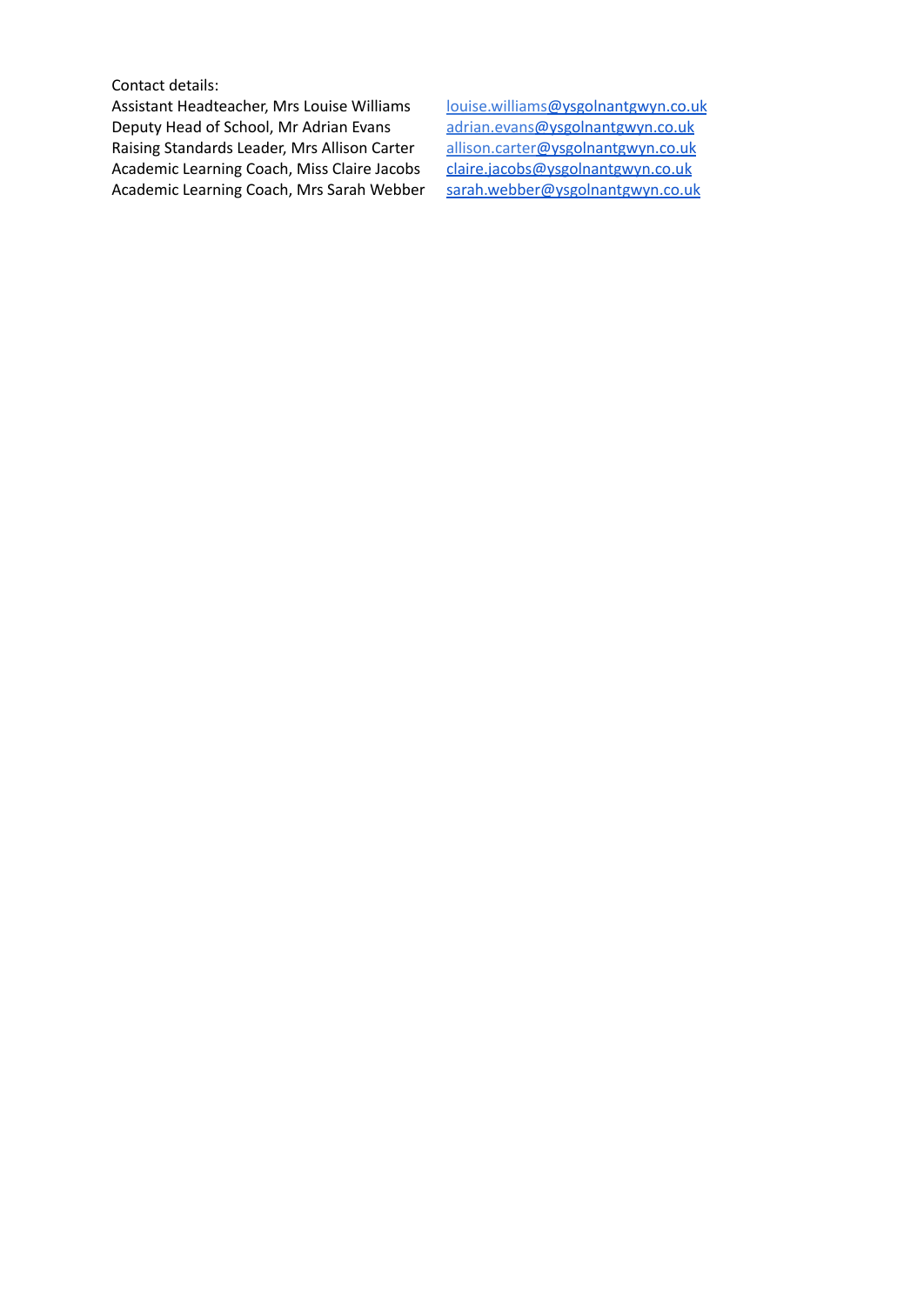Contact details:

| | |
|---|---|
| Assistant Headteacher, Mrs Louise Williams | louise.williams@ysgolnantgwyn.co.uk |
| Deputy Head of School, Mr Adrian Evans | adrian.evans@ysgolnantgwyn.co.uk |
| Raising Standards Leader, Mrs Allison Carter | allison.carter@ysgolnantgwyn.co.uk |
| Academic Learning Coach, Miss Claire Jacobs | claire.jacobs@ysgolnantgwyn.co.uk |
| Academic Learning Coach, Mrs Sarah Webber | sarah.webber@ysgolnantgwyn.co.uk |